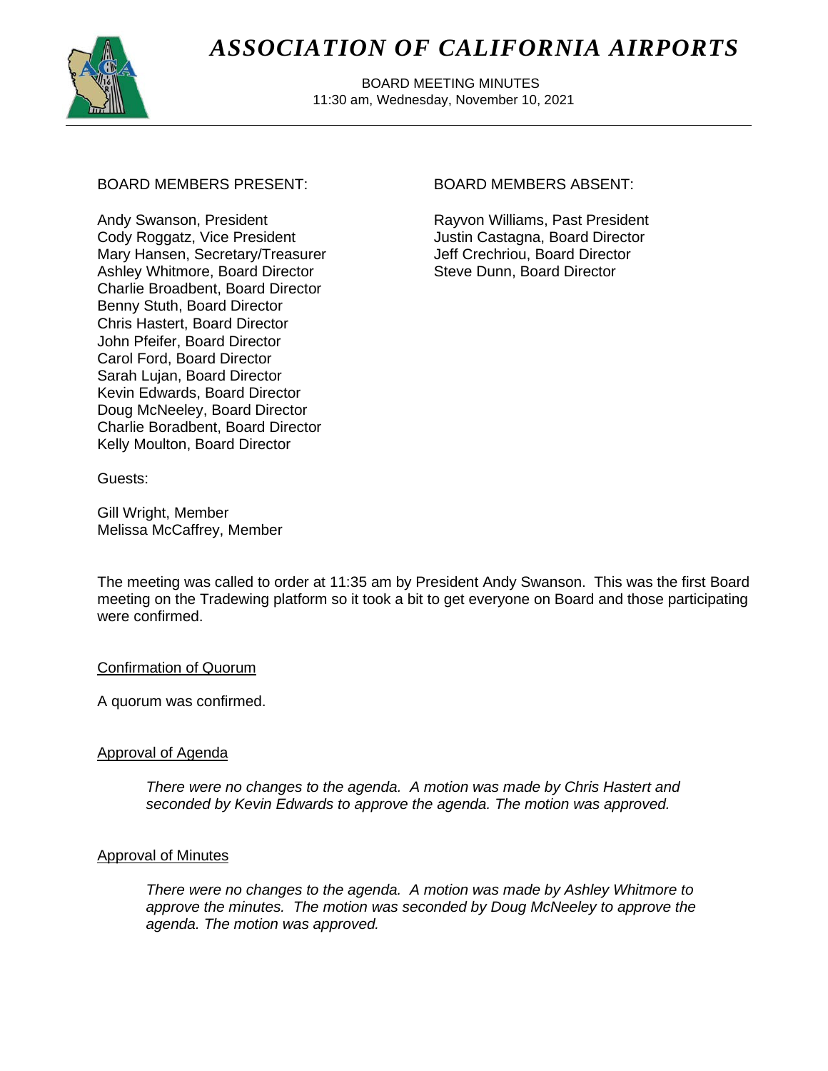# *ASSOCIATION OF CALIFORNIA AIRPORTS*

BOARD MEETING MINUTES
11:30 am, Wednesday, November 10, 2021

BOARD MEMBERS PRESENT:

Andy Swanson, President
Cody Roggatz, Vice President
Mary Hansen, Secretary/Treasurer
Ashley Whitmore, Board Director
Charlie Broadbent, Board Director
Benny Stuth, Board Director
Chris Hastert, Board Director
John Pfeifer, Board Director
Carol Ford, Board Director
Sarah Lujan, Board Director
Kevin Edwards, Board Director
Doug McNeeley, Board Director
Charlie Boradbent, Board Director
Kelly Moulton, Board Director

BOARD MEMBERS ABSENT:

Rayvon Williams, Past President
Justin Castagna, Board Director
Jeff Crechriou, Board Director
Steve Dunn, Board Director

Guests:

Gill Wright, Member
Melissa McCaffrey, Member

The meeting was called to order at 11:35 am by President Andy Swanson. This was the first Board meeting on the Tradewing platform so it took a bit to get everyone on Board and those participating were confirmed.

Confirmation of Quorum

A quorum was confirmed.

Approval of Agenda

*There were no changes to the agenda. A motion was made by Chris Hastert and seconded by Kevin Edwards to approve the agenda. The motion was approved.*

Approval of Minutes

*There were no changes to the agenda. A motion was made by Ashley Whitmore to approve the minutes. The motion was seconded by Doug McNeeley to approve the agenda. The motion was approved.*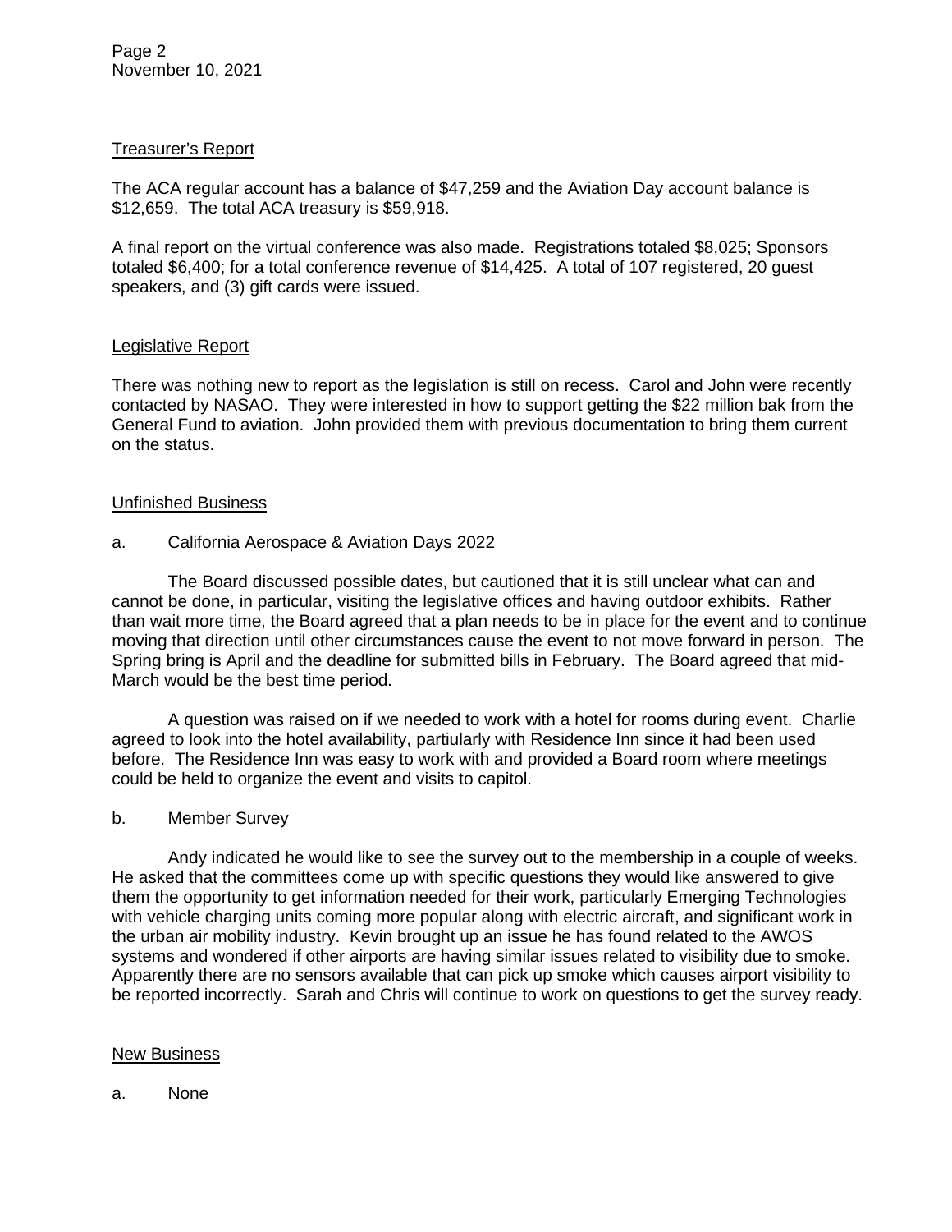Treasurer's Report

The ACA regular account has a balance of $47,259 and the Aviation Day account balance is $12,659. The total ACA treasury is $59,918.

A final report on the virtual conference was also made. Registrations totaled $8,025; Sponsors totaled $6,400; for a total conference revenue of $14,425. A total of 107 registered, 20 guest speakers, and (3) gift cards were issued.

Legislative Report

There was nothing new to report as the legislation is still on recess. Carol and John were recently contacted by NASAO. They were interested in how to support getting the $22 million bak from the General Fund to aviation. John provided them with previous documentation to bring them current on the status.

Unfinished Business

a. California Aerospace & Aviation Days 2022

The Board discussed possible dates, but cautioned that it is still unclear what can and cannot be done, in particular, visiting the legislative offices and having outdoor exhibits. Rather than wait more time, the Board agreed that a plan needs to be in place for the event and to continue moving that direction until other circumstances cause the event to not move forward in person. The Spring bring is April and the deadline for submitted bills in February. The Board agreed that mid-March would be the best time period.

A question was raised on if we needed to work with a hotel for rooms during event. Charlie agreed to look into the hotel availability, partiularly with Residence Inn since it had been used before. The Residence Inn was easy to work with and provided a Board room where meetings could be held to organize the event and visits to capitol.

b. Member Survey

Andy indicated he would like to see the survey out to the membership in a couple of weeks. He asked that the committees come up with specific questions they would like answered to give them the opportunity to get information needed for their work, particularly Emerging Technologies with vehicle charging units coming more popular along with electric aircraft, and significant work in the urban air mobility industry. Kevin brought up an issue he has found related to the AWOS systems and wondered if other airports are having similar issues related to visibility due to smoke. Apparently there are no sensors available that can pick up smoke which causes airport visibility to be reported incorrectly. Sarah and Chris will continue to work on questions to get the survey ready.

New Business

a. None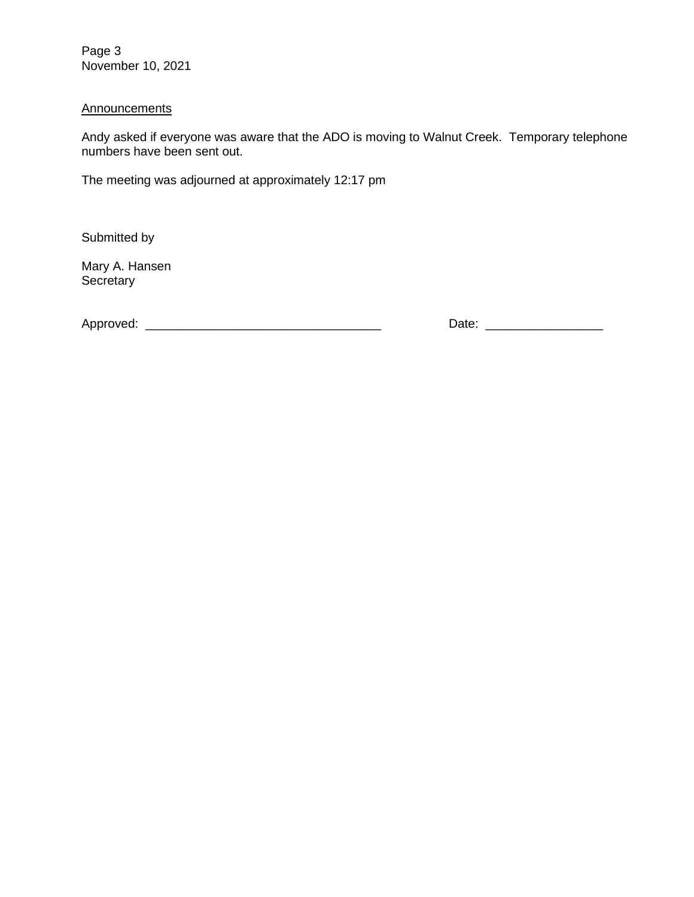Announcements

Andy asked if everyone was aware that the ADO is moving to Walnut Creek. Temporary telephone numbers have been sent out.

The meeting was adjourned at approximately 12:17 pm

Submitted by

Mary A. Hansen
Secretary

Approved: _________________________________ Date: ________________